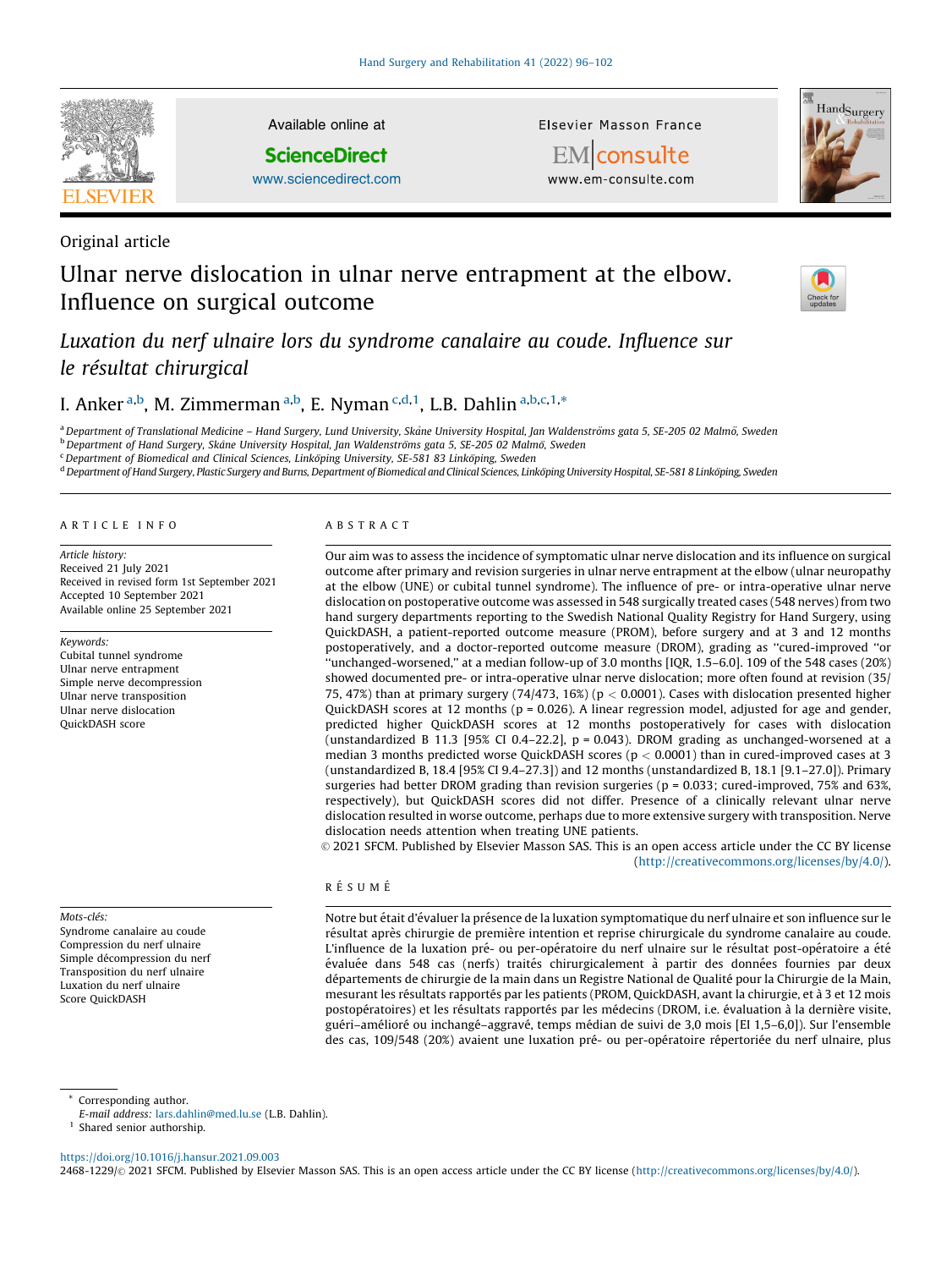Original article

# Ulnar nerve dislocation in ulnar nerve entrapment at the elbow. Influence on surgical outcome

## *Luxation du nerf ulnaire lors du syndrome canalaire au coude. Influence sur le résultat chirurgical*

I. Anker [a,b], M. Zimmerman [a,b], E. Nyman [c,d,1], L.B. Dahlin [a,b,c,1,*]

[a] Department of Translational Medicine – Hand Surgery, Lund University, Skåne University Hospital, Jan Waldenströms gata 5, SE-205 02 Malmö, Sweden
[b] Department of Hand Surgery, Skåne University Hospital, Jan Waldenströms gata 5, SE-205 02 Malmö, Sweden
[c] Department of Biomedical and Clinical Sciences, Linköping University, SE-581 83 Linköping, Sweden
[d] Department of Hand Surgery, Plastic Surgery and Burns, Department of Biomedical and Clinical Sciences, Linköping University Hospital, SE-581 8 Linköping, Sweden

### ARTICLE INFO

*Article history:*
Received 21 July 2021
Received in revised form 1st September 2021
Accepted 10 September 2021
Available online 25 September 2021

*Keywords:*
Cubital tunnel syndrome
Ulnar nerve entrapment
Simple nerve decompression
Ulnar nerve transposition
Ulnar nerve dislocation
QuickDASH score

*Mots-clés:*
Syndrome canalaire au coude
Compression du nerf ulnaire
Simple décompression du nerf
Transposition du nerf ulnaire
Luxation du nerf ulnaire
Score QuickDASH

### ABSTRACT

Our aim was to assess the incidence of symptomatic ulnar nerve dislocation and its influence on surgical outcome after primary and revision surgeries in ulnar nerve entrapment at the elbow (ulnar neuropathy at the elbow (UNE) or cubital tunnel syndrome). The influence of pre- or intra-operative ulnar nerve dislocation on postoperative outcome was assessed in 548 surgically treated cases (548 nerves) from two hand surgery departments reporting to the Swedish National Quality Registry for Hand Surgery, using QuickDASH, a patient-reported outcome measure (PROM), before surgery and at 3 and 12 months postoperatively, and a doctor-reported outcome measure (DROM), grading as "cured-improved "or "unchanged-worsened," at a median follow-up of 3.0 months [IQR, 1.5–6.0]. 109 of the 548 cases (20%) showed documented pre- or intra-operative ulnar nerve dislocation; more often found at revision (35/75, 47%) than at primary surgery (74/473, 16%) ($p < 0.0001$). Cases with dislocation presented higher QuickDASH scores at 12 months ($p = 0.026$). A linear regression model, adjusted for age and gender, predicted higher QuickDASH scores at 12 months postoperatively for cases with dislocation (unstandardized B 11.3 [95% CI 0.4–22.2], $p = 0.043$). DROM grading as unchanged-worsened at a median 3 months predicted worse QuickDASH scores ($p < 0.0001$) than in cured-improved cases at 3 (unstandardized B, 18.4 [95% CI 9.4–27.3]) and 12 months (unstandardized B, 18.1 [9.1–27.0]). Primary surgeries had better DROM grading than revision surgeries ($p = 0.033$; cured-improved, 75% and 63%, respectively), but QuickDASH scores did not differ. Presence of a clinically relevant ulnar nerve dislocation resulted in worse outcome, perhaps due to more extensive surgery with transposition. Nerve dislocation needs attention when treating UNE patients.

© 2021 SFCM. Published by Elsevier Masson SAS. This is an open access article under the CC BY license (http://creativecommons.org/licenses/by/4.0/).

### RÉSUMÉ

Notre but était d'évaluer la présence de la luxation symptomatique du nerf ulnaire et son influence sur le résultat après chirurgie de première intention et reprise chirurgicale du syndrome canalaire au coude. L'influence de la luxation pré- ou per-opératoire du nerf ulnaire sur le résultat post-opératoire a été évaluée dans 548 cas (nerfs) traités chirurgicalement à partir des données fournies par deux départements de chirurgie de la main dans un Registre National de Qualité pour la Chirurgie de la Main, mesurant les résultats rapportés par les patients (PROM, QuickDASH, avant la chirurgie, et à 3 et 12 mois postopératoires) et les résultats rapportés par les médecins (DROM, i.e. évaluation à la dernière visite, guéri–amélioré ou inchangé–aggravé, temps médian de suivi de 3,0 mois [EI 1,5–6,0]). Sur l'ensemble des cas, 109/548 (20%) avaient une luxation pré- ou per-opératoire répertoriée du nerf ulnaire, plus

[*] Corresponding author.
E-mail address: lars.dahlin@med.lu.se (L.B. Dahlin).
[1] Shared senior authorship.

https://doi.org/10.1016/j.hansur.2021.09.003
2468-1229/© 2021 SFCM. Published by Elsevier Masson SAS. This is an open access article under the CC BY license (http://creativecommons.org/licenses/by/4.0/).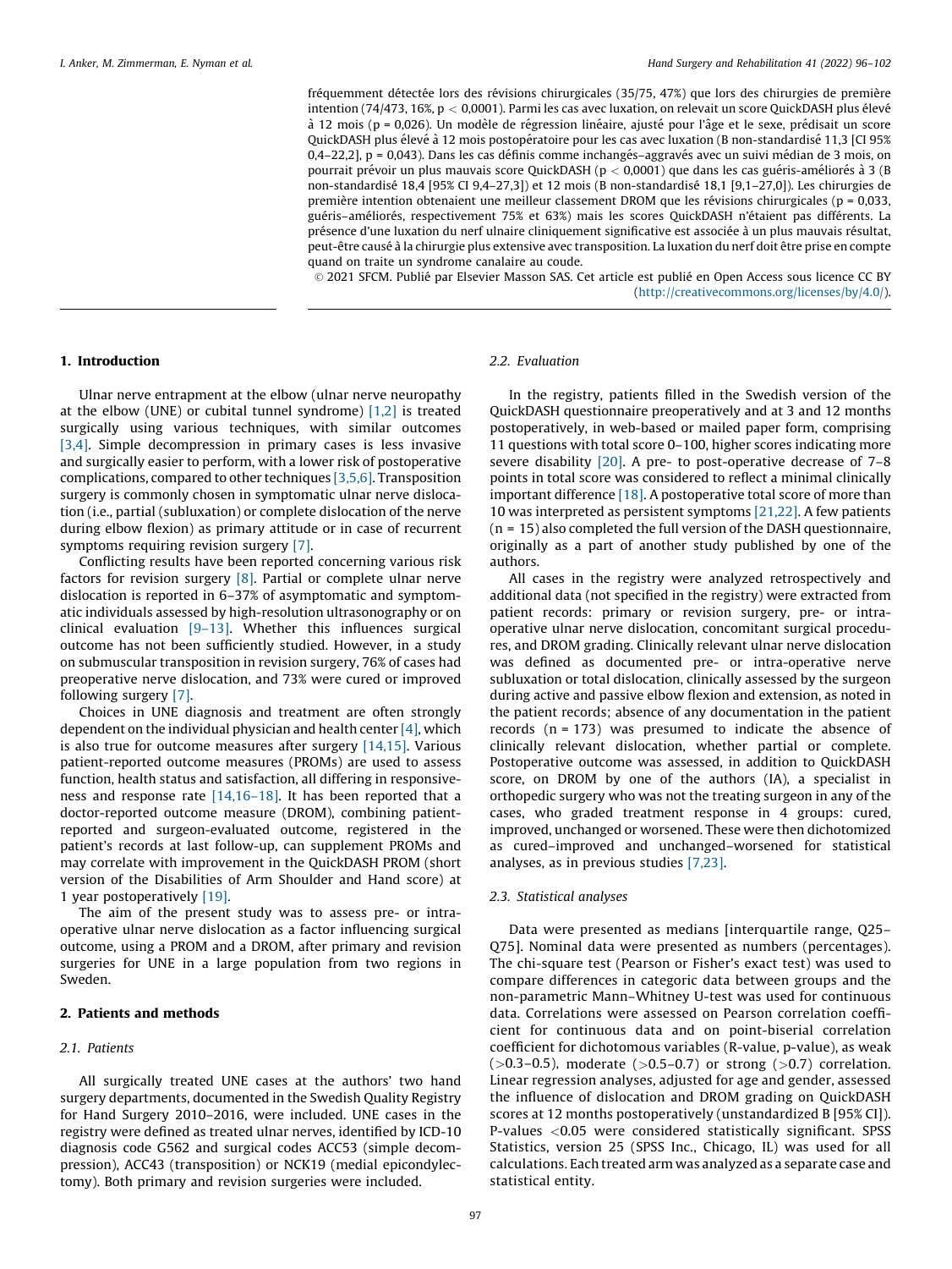fréquemment détectée lors des révisions chirurgicales (35/75, 47%) que lors des chirurgies de première intention (74/473, 16%, $p < 0{,}0001$). Parmi les cas avec luxation, on relevait un score QuickDASH plus élevé à 12 mois ($p = 0{,}026$). Un modèle de régression linéaire, ajusté pour l'âge et le sexe, prédisait un score QuickDASH plus élevé à 12 mois postopératoire pour les cas avec luxation (B non-standardisé 11,3 [CI 95% 0,4–22,2], $p = 0{,}043$). Dans les cas définis comme inchangés–aggravés avec un suivi médian de 3 mois, on pourrait prévoir un plus mauvais score QuickDASH ($p < 0{,}0001$) que dans les cas guéris–améliorés à 3 (B non-standardisé 18,4 [95% CI 9,4–27,3]) et 12 mois (B non-standardisé 18,1 [9,1–27,0]). Les chirurgies de première intention obtenaient une meilleur classement DROM que les révisions chirurgicales ($p = 0{,}033$, guéris–améliorés, respectivement 75% et 63%) mais les scores QuickDASH n'étaient pas différents. La présence d'une luxation du nerf ulnaire cliniquement significative est associée à un plus mauvais résultat, peut-être causé à la chirurgie plus extensive avec transposition. La luxation du nerf doit être prise en compte quand on traite un syndrome canalaire au coude.

© 2021 SFCM. Publié par Elsevier Masson SAS. Cet article est publié en Open Access sous licence CC BY (http://creativecommons.org/licenses/by/4.0/).

## 1. Introduction

Ulnar nerve entrapment at the elbow (ulnar nerve neuropathy at the elbow (UNE) or cubital tunnel syndrome) [1,2] is treated surgically using various techniques, with similar outcomes [3,4]. Simple decompression in primary cases is less invasive and surgically easier to perform, with a lower risk of postoperative complications, compared to other techniques [3,5,6]. Transposition surgery is commonly chosen in symptomatic ulnar nerve dislocation (i.e., partial (subluxation) or complete dislocation of the nerve during elbow flexion) as primary attitude or in case of recurrent symptoms requiring revision surgery [7].

Conflicting results have been reported concerning various risk factors for revision surgery [8]. Partial or complete ulnar nerve dislocation is reported in 6–37% of asymptomatic and symptomatic individuals assessed by high-resolution ultrasonography or on clinical evaluation [9–13]. Whether this influences surgical outcome has not been sufficiently studied. However, in a study on submuscular transposition in revision surgery, 76% of cases had preoperative nerve dislocation, and 73% were cured or improved following surgery [7].

Choices in UNE diagnosis and treatment are often strongly dependent on the individual physician and health center [4], which is also true for outcome measures after surgery [14,15]. Various patient-reported outcome measures (PROMs) are used to assess function, health status and satisfaction, all differing in responsiveness and response rate [14,16–18]. It has been reported that a doctor-reported outcome measure (DROM), combining patient-reported and surgeon-evaluated outcome, registered in the patient's records at last follow-up, can supplement PROMs and may correlate with improvement in the QuickDASH PROM (short version of the Disabilities of Arm Shoulder and Hand score) at 1 year postoperatively [19].

The aim of the present study was to assess pre- or intra-operative ulnar nerve dislocation as a factor influencing surgical outcome, using a PROM and a DROM, after primary and revision surgeries for UNE in a large population from two regions in Sweden.

## 2. Patients and methods

### 2.1. Patients

All surgically treated UNE cases at the authors' two hand surgery departments, documented in the Swedish Quality Registry for Hand Surgery 2010–2016, were included. UNE cases in the registry were defined as treated ulnar nerves, identified by ICD-10 diagnosis code G562 and surgical codes ACC53 (simple decompression), ACC43 (transposition) or NCK19 (medial epicondylectomy). Both primary and revision surgeries were included.

### 2.2. Evaluation

In the registry, patients filled in the Swedish version of the QuickDASH questionnaire preoperatively and at 3 and 12 months postoperatively, in web-based or mailed paper form, comprising 11 questions with total score 0–100, higher scores indicating more severe disability [20]. A pre- to post-operative decrease of 7–8 points in total score was considered to reflect a minimal clinically important difference [18]. A postoperative total score of more than 10 was interpreted as persistent symptoms [21,22]. A few patients (n = 15) also completed the full version of the DASH questionnaire, originally as a part of another study published by one of the authors.

All cases in the registry were analyzed retrospectively and additional data (not specified in the registry) were extracted from patient records: primary or revision surgery, pre- or intra-operative ulnar nerve dislocation, concomitant surgical procedures, and DROM grading. Clinically relevant ulnar nerve dislocation was defined as documented pre- or intra-operative nerve subluxation or total dislocation, clinically assessed by the surgeon during active and passive elbow flexion and extension, as noted in the patient records; absence of any documentation in the patient records (n = 173) was presumed to indicate the absence of clinically relevant dislocation, whether partial or complete. Postoperative outcome was assessed, in addition to QuickDASH score, on DROM by one of the authors (IA), a specialist in orthopedic surgery who was not the treating surgeon in any of the cases, who graded treatment response in 4 groups: cured, improved, unchanged or worsened. These were then dichotomized as cured–improved and unchanged–worsened for statistical analyses, as in previous studies [7,23].

### 2.3. Statistical analyses

Data were presented as medians [interquartile range, Q25–Q75]. Nominal data were presented as numbers (percentages). The chi-square test (Pearson or Fisher's exact test) was used to compare differences in categoric data between groups and the non-parametric Mann–Whitney U-test was used for continuous data. Correlations were assessed on Pearson correlation coefficient for continuous data and on point-biserial correlation coefficient for dichotomous variables (R-value, p-value), as weak (>0.3–0.5), moderate (>0.5–0.7) or strong (>0.7) correlation. Linear regression analyses, adjusted for age and gender, assessed the influence of dislocation and DROM grading on QuickDASH scores at 12 months postoperatively (unstandardized B [95% CI]). P-values <0.05 were considered statistically significant. SPSS Statistics, version 25 (SPSS Inc., Chicago, IL) was used for all calculations. Each treated arm was analyzed as a separate case and statistical entity.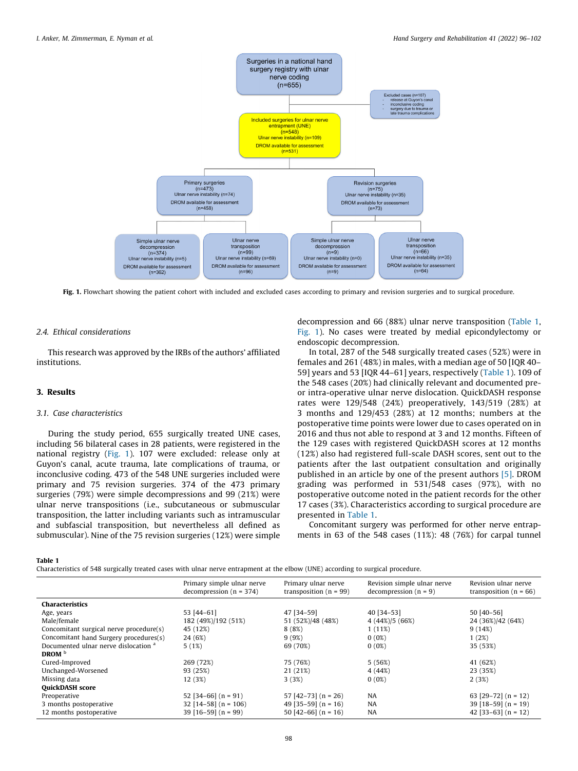Surgeries in a national hand surgery registry with ulnar nerve coding (n=655)

Excluded cases (n=107)
- release at Guyon's canal
- inconclusive coding
- surgery due to trauma or late trauma complications

Included surgeries for ulnar nerve entrapment (UNE) (n=548) Ulnar nerve instability (n=109) DROM available for assessment (n=531)

Primary surgeries (n=473) Ulnar nerve instability (n=74) DROM available for assessment (n=458)

Revision surgeries (n=75) Ulnar nerve instability (n=35) DROM available for assessment (n=73)

Simple ulnar nerve decompression (n=374) Ulnar nerve instability (n=5) DROM available for assessment (n=362)

Ulnar nerve transposition (n=99) Ulnar nerve instability (n=69) DROM available for assessment (n=96)

Simple ulnar nerve decompression (n=9) Ulnar nerve instability (n=0) DROM available for assessment (n=9)

Ulnar nerve transposition (n=66) Ulnar nerve instability (n=35) DROM available for assessment (n=64)

**Fig. 1.** Flowchart showing the patient cohort with included and excluded cases according to primary and revision surgeries and to surgical procedure.

### 2.4. Ethical considerations

This research was approved by the IRBs of the authors' affiliated institutions.

## 3. Results

### 3.1. Case characteristics

During the study period, 655 surgically treated UNE cases, including 56 bilateral cases in 28 patients, were registered in the national registry (Fig. 1). 107 were excluded: release only at Guyon's canal, acute trauma, late complications of trauma, or inconclusive coding. 473 of the 548 UNE surgeries included were primary and 75 revision surgeries. 374 of the 473 primary surgeries (79%) were simple decompressions and 99 (21%) were ulnar nerve transpositions (i.e., subcutaneous or submuscular transposition, the latter including variants such as intramuscular and subfascial transposition, but nevertheless all defined as submuscular). Nine of the 75 revision surgeries (12%) were simple decompression and 66 (88%) ulnar nerve transposition (Table 1, Fig. 1). No cases were treated by medial epicondylectomy or endoscopic decompression.

In total, 287 of the 548 surgically treated cases (52%) were in females and 261 (48%) in males, with a median age of 50 [IQR 40–59] years and 53 [IQR 44–61] years, respectively (Table 1). 109 of the 548 cases (20%) had clinically relevant and documented pre- or intra-operative ulnar nerve dislocation. QuickDASH response rates were 129/548 (24%) preoperatively, 143/519 (28%) at 3 months and 129/453 (28%) at 12 months; numbers at the postoperative time points were lower due to cases operated on in 2016 and thus not able to respond at 3 and 12 months. Fifteen of the 129 cases with registered QuickDASH scores at 12 months (12%) also had registered full-scale DASH scores, sent out to the patients after the last outpatient consultation and originally published in an article by one of the present authors [5]. DROM grading was performed in 531/548 cases (97%), with no postoperative outcome noted in the patient records for the other 17 cases (3%). Characteristics according to surgical procedure are presented in Table 1.

Concomitant surgery was performed for other nerve entrapments in 63 of the 548 cases (11%): 48 (76%) for carpal tunnel

**Table 1**
Characteristics of 548 surgically treated cases with ulnar nerve entrapment at the elbow (UNE) according to surgical procedure.

| | Primary simple ulnar nerve decompression (n = 374) | Primary ulnar nerve transposition (n = 99) | Revision simple ulnar nerve decompression (n = 9) | Revision ulnar nerve transposition (n = 66) |
|---|---|---|---|---|
| **Characteristics** | | | | |
| Age, years | 53 [44–61] | 47 [34–59] | 40 [34–53] | 50 [40–56] |
| Male/female | 182 (49%)/192 (51%) | 51 (52%)/48 (48%) | 4 (44%)/5 (66%) | 24 (36%)/42 (64%) |
| Concomitant surgical nerve procedure(s) | 45 (12%) | 8 (8%) | 1 (11%) | 9 (14%) |
| Concomitant hand Surgery procedures(s) | 24 (6%) | 9 (9%) | 0 (0%) | 1 (2%) |
| Documented ulnar nerve dislocation [a] | 5 (1%) | 69 (70%) | 0 (0%) | 35 (53%) |
| **DROM** [b] | | | | |
| Cured-Improved | 269 (72%) | 75 (76%) | 5 (56%) | 41 (62%) |
| Unchanged-Worsened | 93 (25%) | 21 (21%) | 4 (44%) | 23 (35%) |
| Missing data | 12 (3%) | 3 (3%) | 0 (0%) | 2 (3%) |
| **QuickDASH score** | | | | |
| Preoperative | 52 [34–66] (n = 91) | 57 [42–73] (n = 26) | NA | 63 [29–72] (n = 12) |
| 3 months postoperative | 32 [14–58] (n = 106) | 49 [35–59] (n = 16) | NA | 39 [18–59] (n = 19) |
| 12 months postoperative | 39 [16–59] (n = 99) | 50 [42–66] (n = 16) | NA | 42 [33–63] (n = 12) |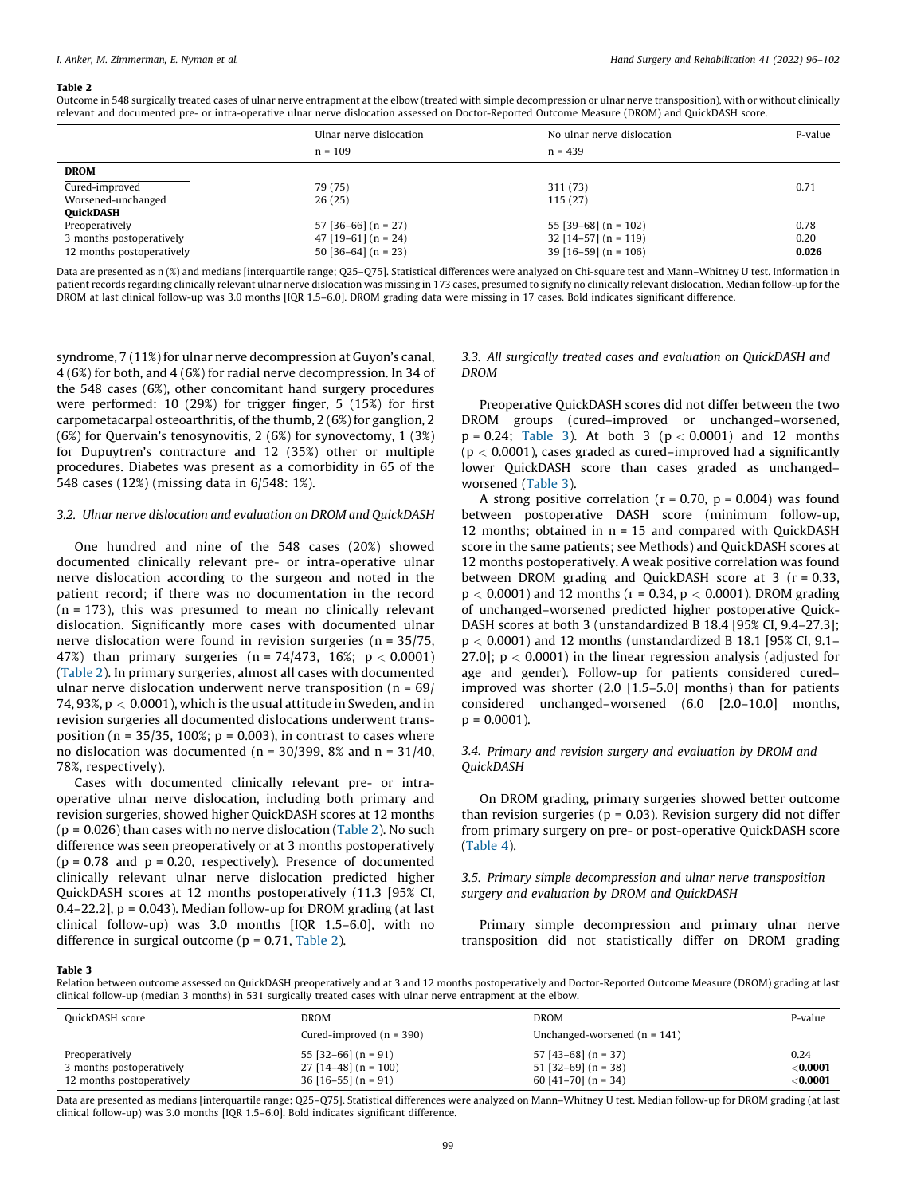**Table 2**
Outcome in 548 surgically treated cases of ulnar nerve entrapment at the elbow (treated with simple decompression or ulnar nerve transposition), with or without clinically relevant and documented pre- or intra-operative ulnar nerve dislocation assessed on Doctor-Reported Outcome Measure (DROM) and QuickDASH score.

| | Ulnar nerve dislocation n = 109 | No ulnar nerve dislocation n = 439 | P-value |
|---|---|---|---|
| **DROM** | | | |
| Cured-improved | 79 (75) | 311 (73) | 0.71 |
| Worsened-unchanged | 26 (25) | 115 (27) | |
| **QuickDASH** | | | |
| Preoperatively | 57 [36–66] (n = 27) | 55 [39–68] (n = 102) | 0.78 |
| 3 months postoperatively | 47 [19–61] (n = 24) | 32 [14–57] (n = 119) | 0.20 |
| 12 months postoperatively | 50 [36–64] (n = 23) | 39 [16–59] (n = 106) | **0.026** |

Data are presented as n (%) and medians [interquartile range; Q25–Q75]. Statistical differences were analyzed on Chi-square test and Mann–Whitney U test. Information in patient records regarding clinically relevant ulnar nerve dislocation was missing in 173 cases, presumed to signify no clinically relevant dislocation. Median follow-up for the DROM at last clinical follow-up was 3.0 months [IQR 1.5–6.0]. DROM grading data were missing in 17 cases. Bold indicates significant difference.

syndrome, 7 (11%) for ulnar nerve decompression at Guyon's canal, 4 (6%) for both, and 4 (6%) for radial nerve decompression. In 34 of the 548 cases (6%), other concomitant hand surgery procedures were performed: 10 (29%) for trigger finger, 5 (15%) for first carpometacarpal osteoarthritis, of the thumb, 2 (6%) for ganglion, 2 (6%) for Quervain's tenosynovitis, 2 (6%) for synovectomy, 1 (3%) for Dupuytren's contracture and 12 (35%) other or multiple procedures. Diabetes was present as a comorbidity in 65 of the 548 cases (12%) (missing data in 6/548: 1%).

### 3.2. Ulnar nerve dislocation and evaluation on DROM and QuickDASH

One hundred and nine of the 548 cases (20%) showed documented clinically relevant pre- or intra-operative ulnar nerve dislocation according to the surgeon and noted in the patient record; if there was no documentation in the record (n = 173), this was presumed to mean no clinically relevant dislocation. Significantly more cases with documented ulnar nerve dislocation were found in revision surgeries (n = 35/75, 47%) than primary surgeries (n = 74/473, 16%; $p < 0.0001$) (Table 2). In primary surgeries, almost all cases with documented ulnar nerve dislocation underwent nerve transposition (n = 69/74, 93%, $p < 0.0001$), which is the usual attitude in Sweden, and in revision surgeries all documented dislocations underwent transposition (n = 35/35, 100%; p = 0.003), in contrast to cases where no dislocation was documented (n = 30/399, 8% and n = 31/40, 78%, respectively).

Cases with documented clinically relevant pre- or intra-operative ulnar nerve dislocation, including both primary and revision surgeries, showed higher QuickDASH scores at 12 months (p = 0.026) than cases with no nerve dislocation (Table 2). No such difference was seen preoperatively or at 3 months postoperatively (p = 0.78 and p = 0.20, respectively). Presence of documented clinically relevant ulnar nerve dislocation predicted higher QuickDASH scores at 12 months postoperatively (11.3 [95% CI, 0.4–22.2], p = 0.043). Median follow-up for DROM grading (at last clinical follow-up) was 3.0 months [IQR 1.5–6.0], with no difference in surgical outcome (p = 0.71, Table 2).

### 3.3. All surgically treated cases and evaluation on QuickDASH and DROM

Preoperative QuickDASH scores did not differ between the two DROM groups (cured–improved or unchanged–worsened, p = 0.24; Table 3). At both 3 ($p < 0.0001$) and 12 months ($p < 0.0001$), cases graded as cured–improved had a significantly lower QuickDASH score than cases graded as unchanged–worsened (Table 3).

A strong positive correlation (r = 0.70, p = 0.004) was found between postoperative DASH score (minimum follow-up, 12 months; obtained in n = 15 and compared with QuickDASH score in the same patients; see Methods) and QuickDASH scores at 12 months postoperatively. A weak positive correlation was found between DROM grading and QuickDASH score at 3 (r = 0.33, $p < 0.0001$) and 12 months (r = 0.34, $p < 0.0001$). DROM grading of unchanged–worsened predicted higher postoperative QuickDASH scores at both 3 (unstandardized B 18.4 [95% CI, 9.4–27.3]; $p < 0.0001$) and 12 months (unstandardized B 18.1 [95% CI, 9.1–27.0]; $p < 0.0001$) in the linear regression analysis (adjusted for age and gender). Follow-up for patients considered cured–improved was shorter (2.0 [1.5–5.0] months) than for patients considered unchanged–worsened (6.0 [2.0–10.0] months, p = 0.0001).

### 3.4. Primary and revision surgery and evaluation by DROM and QuickDASH

On DROM grading, primary surgeries showed better outcome than revision surgeries (p = 0.03). Revision surgery did not differ from primary surgery on pre- or post-operative QuickDASH score (Table 4).

### 3.5. Primary simple decompression and ulnar nerve transposition surgery and evaluation by DROM and QuickDASH

Primary simple decompression and primary ulnar nerve transposition did not statistically differ on DROM grading

**Table 3**
Relation between outcome assessed on QuickDASH preoperatively and at 3 and 12 months postoperatively and Doctor-Reported Outcome Measure (DROM) grading at last clinical follow-up (median 3 months) in 531 surgically treated cases with ulnar nerve entrapment at the elbow.

| QuickDASH score | DROM Cured-improved (n = 390) | DROM Unchanged-worsened (n = 141) | P-value |
|---|---|---|---|
| Preoperatively | 55 [32–66] (n = 91) | 57 [43–68] (n = 37) | 0.24 |
| 3 months postoperatively | 27 [14–48] (n = 100) | 51 [32–69] (n = 38) | **<0.0001** |
| 12 months postoperatively | 36 [16–55] (n = 91) | 60 [41–70] (n = 34) | **<0.0001** |

Data are presented as medians [interquartile range; Q25–Q75]. Statistical differences were analyzed on Mann–Whitney U test. Median follow-up for DROM grading (at last clinical follow-up) was 3.0 months [IQR 1.5–6.0]. Bold indicates significant difference.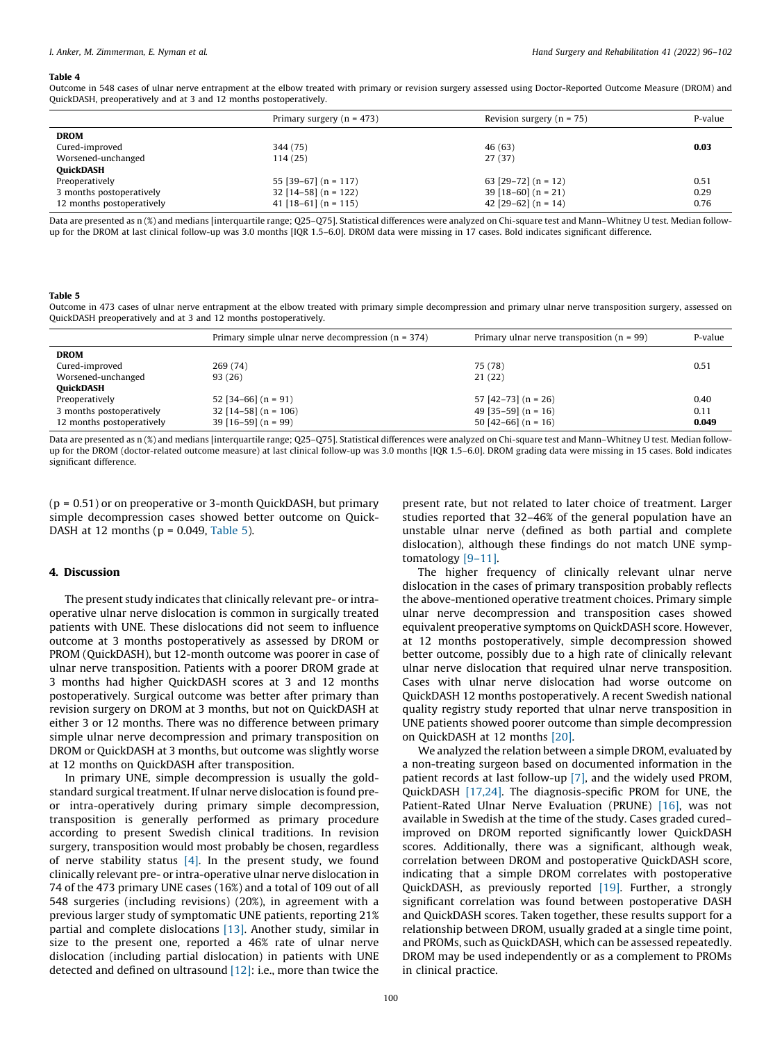**Table 4**
Outcome in 548 cases of ulnar nerve entrapment at the elbow treated with primary or revision surgery assessed using Doctor-Reported Outcome Measure (DROM) and QuickDASH, preoperatively and at 3 and 12 months postoperatively.

| | Primary surgery (n = 473) | Revision surgery (n = 75) | P-value |
|---|---|---|---|
| **DROM** | | | |
| Cured-improved | 344 (75) | 46 (63) | **0.03** |
| Worsened-unchanged | 114 (25) | 27 (37) | |
| **QuickDASH** | | | |
| Preoperatively | 55 [39–67] (n = 117) | 63 [29–72] (n = 12) | 0.51 |
| 3 months postoperatively | 32 [14–58] (n = 122) | 39 [18–60] (n = 21) | 0.29 |
| 12 months postoperatively | 41 [18–61] (n = 115) | 42 [29–62] (n = 14) | 0.76 |

Data are presented as n (%) and medians [interquartile range; Q25–Q75]. Statistical differences were analyzed on Chi-square test and Mann–Whitney U test. Median follow-up for the DROM at last clinical follow-up was 3.0 months [IQR 1.5–6.0]. DROM data were missing in 17 cases. Bold indicates significant difference.

**Table 5**
Outcome in 473 cases of ulnar nerve entrapment at the elbow treated with primary simple decompression and primary ulnar nerve transposition surgery, assessed on QuickDASH preoperatively and at 3 and 12 months postoperatively.

| | Primary simple ulnar nerve decompression (n = 374) | Primary ulnar nerve transposition (n = 99) | P-value |
|---|---|---|---|
| **DROM** | | | |
| Cured-improved | 269 (74) | 75 (78) | 0.51 |
| Worsened-unchanged | 93 (26) | 21 (22) | |
| **QuickDASH** | | | |
| Preoperatively | 52 [34–66] (n = 91) | 57 [42–73] (n = 26) | 0.40 |
| 3 months postoperatively | 32 [14–58] (n = 106) | 49 [35–59] (n = 16) | 0.11 |
| 12 months postoperatively | 39 [16–59] (n = 99) | 50 [42–66] (n = 16) | **0.049** |

Data are presented as n (%) and medians [interquartile range; Q25–Q75]. Statistical differences were analyzed on Chi-square test and Mann–Whitney U test. Median follow-up for the DROM (doctor-related outcome measure) at last clinical follow-up was 3.0 months [IQR 1.5–6.0]. DROM grading data were missing in 15 cases. Bold indicates significant difference.

($p = 0.51$) or on preoperative or 3-month QuickDASH, but primary simple decompression cases showed better outcome on QuickDASH at 12 months ($p = 0.049$, Table 5).

## 4. Discussion

The present study indicates that clinically relevant pre- or intra-operative ulnar nerve dislocation is common in surgically treated patients with UNE. These dislocations did not seem to influence outcome at 3 months postoperatively as assessed by DROM or PROM (QuickDASH), but 12-month outcome was poorer in case of ulnar nerve transposition. Patients with a poorer DROM grade at 3 months had higher QuickDASH scores at 3 and 12 months postoperatively. Surgical outcome was better after primary than revision surgery on DROM at 3 months, but not on QuickDASH at either 3 or 12 months. There was no difference between primary simple ulnar nerve decompression and primary transposition on DROM or QuickDASH at 3 months, but outcome was slightly worse at 12 months on QuickDASH after transposition.

In primary UNE, simple decompression is usually the gold-standard surgical treatment. If ulnar nerve dislocation is found pre- or intra-operatively during primary simple decompression, transposition is generally performed as primary procedure according to present Swedish clinical traditions. In revision surgery, transposition would most probably be chosen, regardless of nerve stability status [4]. In the present study, we found clinically relevant pre- or intra-operative ulnar nerve dislocation in 74 of the 473 primary UNE cases (16%) and a total of 109 out of all 548 surgeries (including revisions) (20%), in agreement with a previous larger study of symptomatic UNE patients, reporting 21% partial and complete dislocations [13]. Another study, similar in size to the present one, reported a 46% rate of ulnar nerve dislocation (including partial dislocation) in patients with UNE detected and defined on ultrasound [12]: i.e., more than twice the present rate, but not related to later choice of treatment. Larger studies reported that 32–46% of the general population have an unstable ulnar nerve (defined as both partial and complete dislocation), although these findings do not match UNE symptomatology [9–11].

The higher frequency of clinically relevant ulnar nerve dislocation in the cases of primary transposition probably reflects the above-mentioned operative treatment choices. Primary simple ulnar nerve decompression and transposition cases showed equivalent preoperative symptoms on QuickDASH score. However, at 12 months postoperatively, simple decompression showed better outcome, possibly due to a high rate of clinically relevant ulnar nerve dislocation that required ulnar nerve transposition. Cases with ulnar nerve dislocation had worse outcome on QuickDASH 12 months postoperatively. A recent Swedish national quality registry study reported that ulnar nerve transposition in UNE patients showed poorer outcome than simple decompression on QuickDASH at 12 months [20].

We analyzed the relation between a simple DROM, evaluated by a non-treating surgeon based on documented information in the patient records at last follow-up [7], and the widely used PROM, QuickDASH [17,24]. The diagnosis-specific PROM for UNE, the Patient-Rated Ulnar Nerve Evaluation (PRUNE) [16], was not available in Swedish at the time of the study. Cases graded cured–improved on DROM reported significantly lower QuickDASH scores. Additionally, there was a significant, although weak, correlation between DROM and postoperative QuickDASH score, indicating that a simple DROM correlates with postoperative QuickDASH, as previously reported [19]. Further, a strongly significant correlation was found between postoperative DASH and QuickDASH scores. Taken together, these results support for a relationship between DROM, usually graded at a single time point, and PROMs, such as QuickDASH, which can be assessed repeatedly. DROM may be used independently or as a complement to PROMs in clinical practice.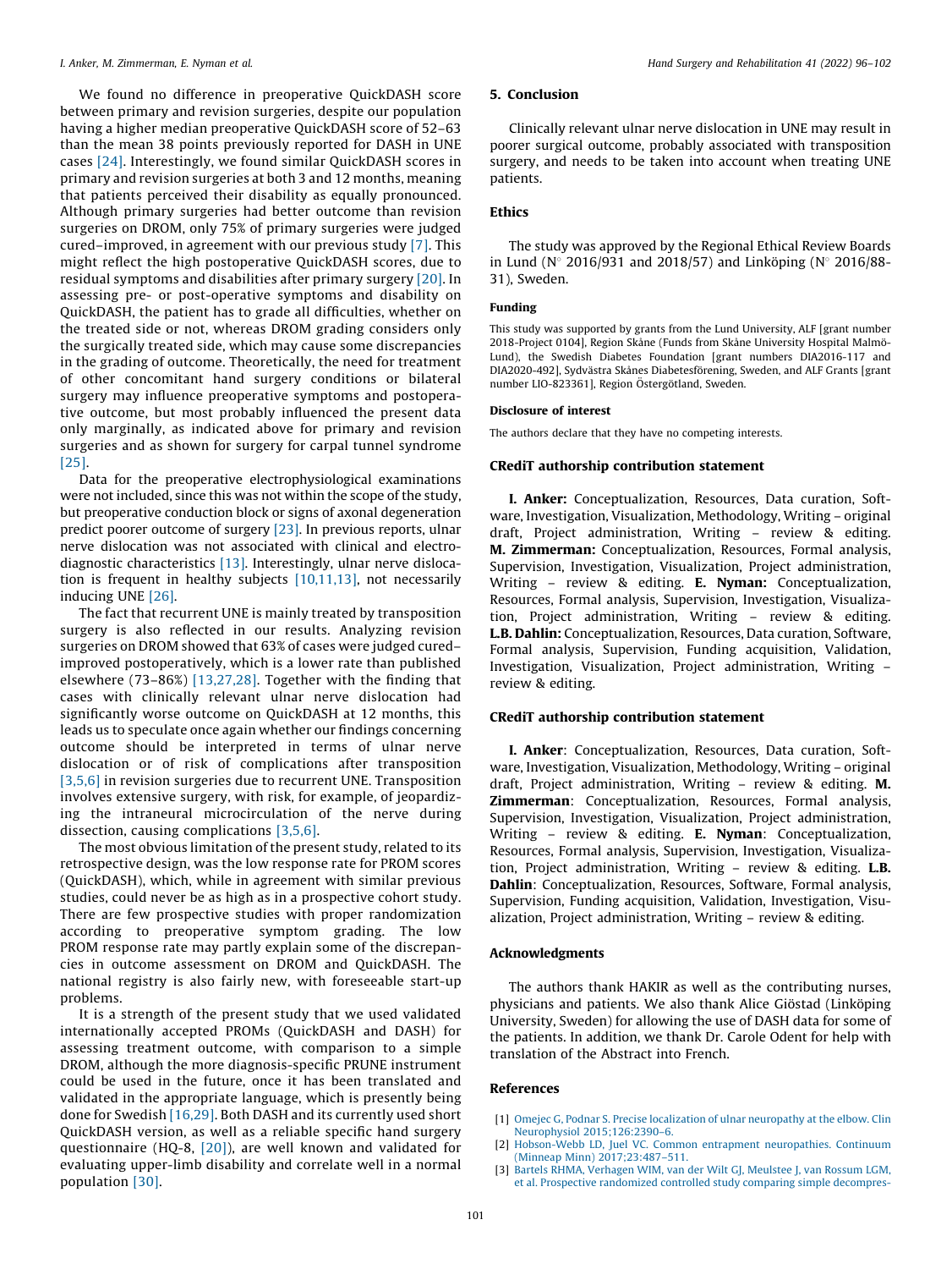We found no difference in preoperative QuickDASH score between primary and revision surgeries, despite our population having a higher median preoperative QuickDASH score of 52–63 than the mean 38 points previously reported for DASH in UNE cases [24]. Interestingly, we found similar QuickDASH scores in primary and revision surgeries at both 3 and 12 months, meaning that patients perceived their disability as equally pronounced. Although primary surgeries had better outcome than revision surgeries on DROM, only 75% of primary surgeries were judged cured–improved, in agreement with our previous study [7]. This might reflect the high postoperative QuickDASH scores, due to residual symptoms and disabilities after primary surgery [20]. In assessing pre- or post-operative symptoms and disability on QuickDASH, the patient has to grade all difficulties, whether on the treated side or not, whereas DROM grading considers only the surgically treated side, which may cause some discrepancies in the grading of outcome. Theoretically, the need for treatment of other concomitant hand surgery conditions or bilateral surgery may influence preoperative symptoms and postoperative outcome, but most probably influenced the present data only marginally, as indicated above for primary and revision surgeries and as shown for surgery for carpal tunnel syndrome [25].

Data for the preoperative electrophysiological examinations were not included, since this was not within the scope of the study, but preoperative conduction block or signs of axonal degeneration predict poorer outcome of surgery [23]. In previous reports, ulnar nerve dislocation was not associated with clinical and electrodiagnostic characteristics [13]. Interestingly, ulnar nerve dislocation is frequent in healthy subjects [10,11,13], not necessarily inducing UNE [26].

The fact that recurrent UNE is mainly treated by transposition surgery is also reflected in our results. Analyzing revision surgeries on DROM showed that 63% of cases were judged cured–improved postoperatively, which is a lower rate than published elsewhere (73–86%) [13,27,28]. Together with the finding that cases with clinically relevant ulnar nerve dislocation had significantly worse outcome on QuickDASH at 12 months, this leads us to speculate once again whether our findings concerning outcome should be interpreted in terms of ulnar nerve dislocation or of risk of complications after transposition [3,5,6] in revision surgeries due to recurrent UNE. Transposition involves extensive surgery, with risk, for example, of jeopardizing the intraneural microcirculation of the nerve during dissection, causing complications [3,5,6].

The most obvious limitation of the present study, related to its retrospective design, was the low response rate for PROM scores (QuickDASH), which, while in agreement with similar previous studies, could never be as high as in a prospective cohort study. There are few prospective studies with proper randomization according to preoperative symptom grading. The low PROM response rate may partly explain some of the discrepancies in outcome assessment on DROM and QuickDASH. The national registry is also fairly new, with foreseeable start-up problems.

It is a strength of the present study that we used validated internationally accepted PROMs (QuickDASH and DASH) for assessing treatment outcome, with comparison to a simple DROM, although the more diagnosis-specific PRUNE instrument could be used in the future, once it has been translated and validated in the appropriate language, which is presently being done for Swedish [16,29]. Both DASH and its currently used short QuickDASH version, as well as a reliable specific hand surgery questionnaire (HQ-8, [20]), are well known and validated for evaluating upper-limb disability and correlate well in a normal population [30].

## 5. Conclusion

Clinically relevant ulnar nerve dislocation in UNE may result in poorer surgical outcome, probably associated with transposition surgery, and needs to be taken into account when treating UNE patients.

## Ethics

The study was approved by the Regional Ethical Review Boards in Lund (N° 2016/931 and 2018/57) and Linköping (N° 2016/88-31), Sweden.

### Funding

This study was supported by grants from the Lund University, ALF [grant number 2018-Project 0104], Region Skåne (Funds from Skåne University Hospital Malmö-Lund), the Swedish Diabetes Foundation [grant numbers DIA2016-117 and DIA2020-492], Sydvästra Skånes Diabetesförening, Sweden, and ALF Grants [grant number LIO-823361], Region Östergötland, Sweden.

### Disclosure of interest

The authors declare that they have no competing interests.

### CRediT authorship contribution statement

**I. Anker:** Conceptualization, Resources, Data curation, Software, Investigation, Visualization, Methodology, Writing – original draft, Project administration, Writing – review & editing. **M. Zimmerman:** Conceptualization, Resources, Formal analysis, Supervision, Investigation, Visualization, Project administration, Writing – review & editing. **E. Nyman:** Conceptualization, Resources, Formal analysis, Supervision, Investigation, Visualization, Project administration, Writing – review & editing. **L.B. Dahlin:** Conceptualization, Resources, Data curation, Software, Formal analysis, Supervision, Funding acquisition, Validation, Investigation, Visualization, Project administration, Writing – review & editing.

### CRediT authorship contribution statement

**I. Anker**: Conceptualization, Resources, Data curation, Software, Investigation, Visualization, Methodology, Writing – original draft, Project administration, Writing – review & editing. **M. Zimmerman**: Conceptualization, Resources, Formal analysis, Supervision, Investigation, Visualization, Project administration, Writing – review & editing. **E. Nyman**: Conceptualization, Resources, Formal analysis, Supervision, Investigation, Visualization, Project administration, Writing – review & editing. **L.B. Dahlin**: Conceptualization, Resources, Software, Formal analysis, Supervision, Funding acquisition, Validation, Investigation, Visualization, Project administration, Writing – review & editing.

## Acknowledgments

The authors thank HAKIR as well as the contributing nurses, physicians and patients. We also thank Alice Giöstad (Linköping University, Sweden) for allowing the use of DASH data for some of the patients. In addition, we thank Dr. Carole Odent for help with translation of the Abstract into French.

## References

[1] Omejec G, Podnar S. Precise localization of ulnar neuropathy at the elbow. Clin Neurophysiol 2015;126:2390–6.
[2] Hobson-Webb LD, Juel VC. Common entrapment neuropathies. Continuum (Minneap Minn) 2017;23:487–511.
[3] Bartels RHMA, Verhagen WIM, van der Wilt GJ, Meulstee J, van Rossum LGM, et al. Prospective randomized controlled study comparing simple decompres-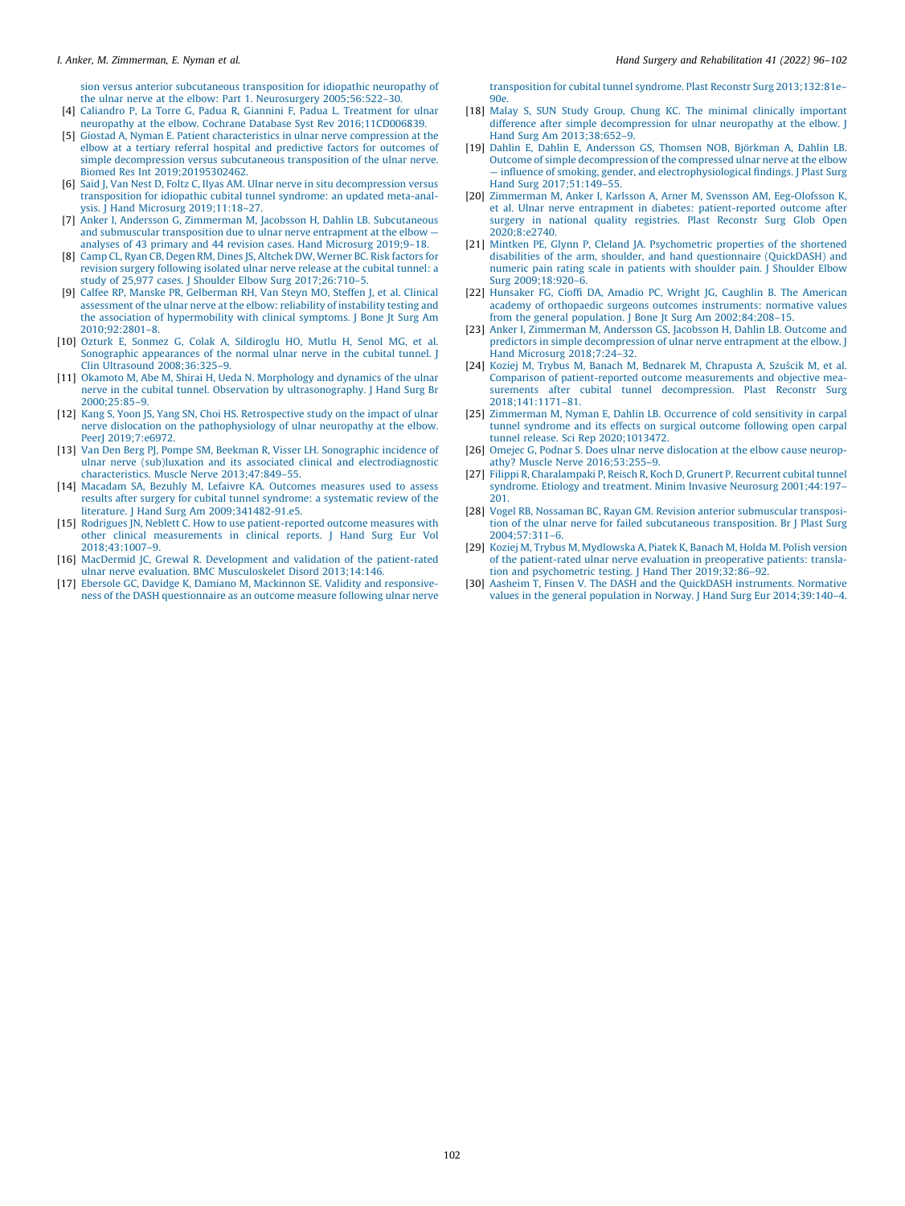sion versus anterior subcutaneous transposition for idiopathic neuropathy of the ulnar nerve at the elbow: Part 1. Neurosurgery 2005;56:522–30.

[4] Caliandro P, La Torre G, Padua R, Giannini F, Padua L. Treatment for ulnar neuropathy at the elbow. Cochrane Database Syst Rev 2016;11CD006839.

[5] Giostad A, Nyman E. Patient characteristics in ulnar nerve compression at the elbow at a tertiary referral hospital and predictive factors for outcomes of simple decompression versus subcutaneous transposition of the ulnar nerve. Biomed Res Int 2019;20195302462.

[6] Said J, Van Nest D, Foltz C, Ilyas AM. Ulnar nerve in situ decompression versus transposition for idiopathic cubital tunnel syndrome: an updated meta-analysis. J Hand Microsurg 2019;11:18–27.

[7] Anker I, Andersson G, Zimmerman M, Jacobsson H, Dahlin LB. Subcutaneous and submuscular transposition due to ulnar nerve entrapment at the elbow — analyses of 43 primary and 44 revision cases. Hand Microsurg 2019;9–18.

[8] Camp CL, Ryan CB, Degen RM, Dines JS, Altchek DW, Werner BC. Risk factors for revision surgery following isolated ulnar nerve release at the cubital tunnel: a study of 25,977 cases. J Shoulder Elbow Surg 2017;26:710–5.

[9] Calfee RP, Manske PR, Gelberman RH, Van Steyn MO, Steffen J, et al. Clinical assessment of the ulnar nerve at the elbow: reliability of instability testing and the association of hypermobility with clinical symptoms. J Bone Jt Surg Am 2010;92:2801–8.

[10] Ozturk E, Sonmez G, Colak A, Sildiroglu HO, Mutlu H, Senol MG, et al. Sonographic appearances of the normal ulnar nerve in the cubital tunnel. J Clin Ultrasound 2008;36:325–9.

[11] Okamoto M, Abe M, Shirai H, Ueda N. Morphology and dynamics of the ulnar nerve in the cubital tunnel. Observation by ultrasonography. J Hand Surg Br 2000;25:85–9.

[12] Kang S, Yoon JS, Yang SN, Choi HS. Retrospective study on the impact of ulnar nerve dislocation on the pathophysiology of ulnar neuropathy at the elbow. PeerJ 2019;7:e6972.

[13] Van Den Berg PJ, Pompe SM, Beekman R, Visser LH. Sonographic incidence of ulnar nerve (sub)luxation and its associated clinical and electrodiagnostic characteristics. Muscle Nerve 2013;47:849–55.

[14] Macadam SA, Bezuhly M, Lefaivre KA. Outcomes measures used to assess results after surgery for cubital tunnel syndrome: a systematic review of the literature. J Hand Surg Am 2009;341482-91.e5.

[15] Rodrigues JN, Neblett C. How to use patient-reported outcome measures with other clinical measurements in clinical reports. J Hand Surg Eur Vol 2018;43:1007–9.

[16] MacDermid JC, Grewal R. Development and validation of the patient-rated ulnar nerve evaluation. BMC Musculoskelet Disord 2013;14:146.

[17] Ebersole GC, Davidge K, Damiano M, Mackinnon SE. Validity and responsiveness of the DASH questionnaire as an outcome measure following ulnar nerve transposition for cubital tunnel syndrome. Plast Reconstr Surg 2013;132:81e–90e.

[18] Malay S, SUN Study Group, Chung KC. The minimal clinically important difference after simple decompression for ulnar neuropathy at the elbow. J Hand Surg Am 2013;38:652–9.

[19] Dahlin E, Dahlin E, Andersson GS, Thomsen NOB, Björkman A, Dahlin LB. Outcome of simple decompression of the compressed ulnar nerve at the elbow — influence of smoking, gender, and electrophysiological findings. J Plast Surg Hand Surg 2017;51:149–55.

[20] Zimmerman M, Anker I, Karlsson A, Arner M, Svensson AM, Eeg-Olofsson K, et al. Ulnar nerve entrapment in diabetes: patient-reported outcome after surgery in national quality registries. Plast Reconstr Surg Glob Open 2020;8:e2740.

[21] Mintken PE, Glynn P, Cleland JA. Psychometric properties of the shortened disabilities of the arm, shoulder, and hand questionnaire (QuickDASH) and numeric pain rating scale in patients with shoulder pain. J Shoulder Elbow Surg 2009;18:920–6.

[22] Hunsaker FG, Cioffi DA, Amadio PC, Wright JG, Caughlin B. The American academy of orthopaedic surgeons outcomes instruments: normative values from the general population. J Bone Jt Surg Am 2002;84:208–15.

[23] Anker I, Zimmerman M, Andersson GS, Jacobsson H, Dahlin LB. Outcome and predictors in simple decompression of ulnar nerve entrapment at the elbow. J Hand Microsurg 2018;7:24–32.

[24] Koziej M, Trybus M, Banach M, Bednarek M, Chrapusta A, Szuścik M, et al. Comparison of patient-reported outcome measurements and objective measurements after cubital tunnel decompression. Plast Reconstr Surg 2018;141:1171–81.

[25] Zimmerman M, Nyman E, Dahlin LB. Occurrence of cold sensitivity in carpal tunnel syndrome and its effects on surgical outcome following open carpal tunnel release. Sci Rep 2020;1013472.

[26] Omejec G, Podnar S. Does ulnar nerve dislocation at the elbow cause neuropathy? Muscle Nerve 2016;53:255–9.

[27] Filippi R, Charalampaki P, Reisch R, Koch D, Grunert P. Recurrent cubital tunnel syndrome. Etiology and treatment. Minim Invasive Neurosurg 2001;44:197–201.

[28] Vogel RB, Nossaman BC, Rayan GM. Revision anterior submuscular transposition of the ulnar nerve for failed subcutaneous transposition. Br J Plast Surg 2004;57:311–6.

[29] Koziej M, Trybus M, Mydlowska A, Piatek K, Banach M, Holda M. Polish version of the patient-rated ulnar nerve evaluation in preoperative patients: translation and psychometric testing. J Hand Ther 2019;32:86–92.

[30] Aasheim T, Finsen V. The DASH and the QuickDASH instruments. Normative values in the general population in Norway. J Hand Surg Eur 2014;39:140–4.